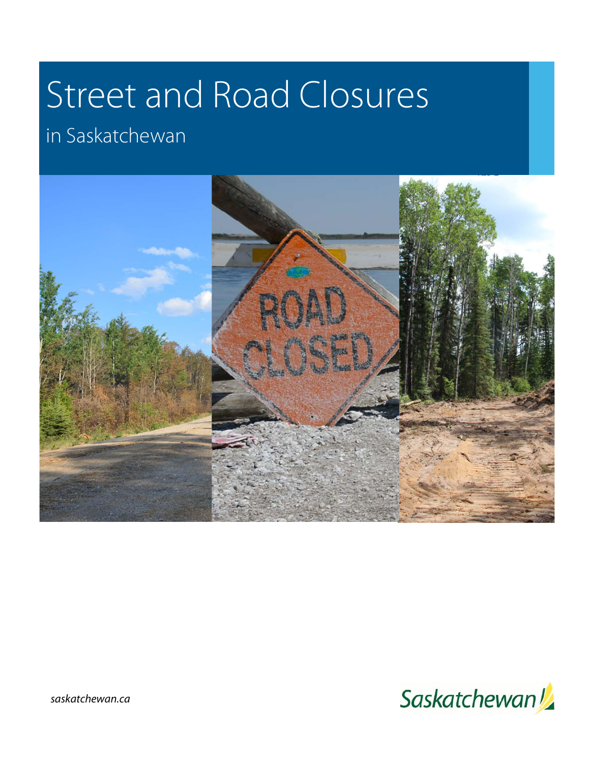# Street and Road Closures

## in Saskatchewan

*saskatchewan.ca*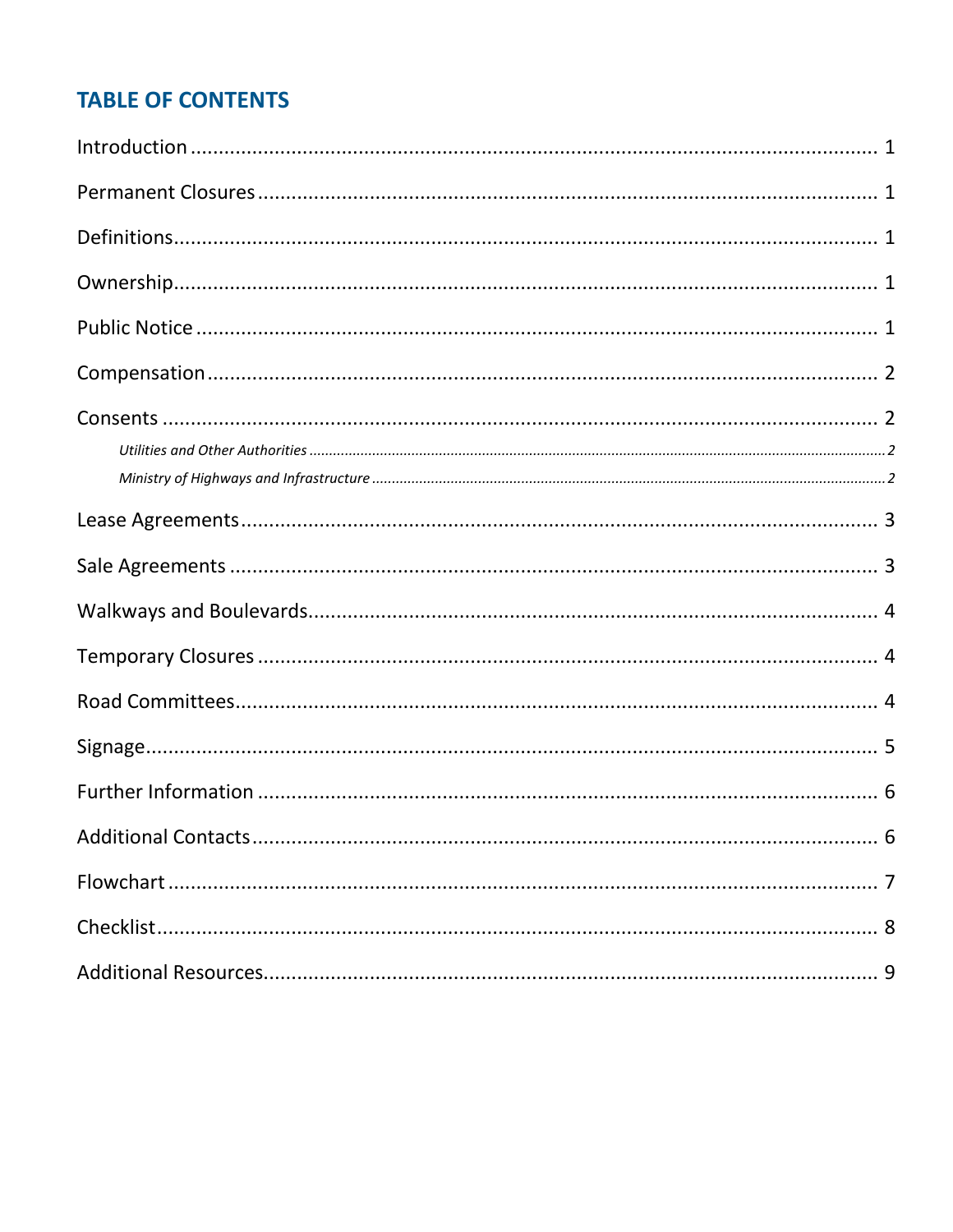## TABLE OF CONTENTS

Introduction ... 1

Permanent Closures ... 1

Definitions ... 1

Ownership ... 1

Public Notice ... 1

Compensation ... 2

Consents ... 2

- *Utilities and Other Authorities* ... 2
- *Ministry of Highways and Infrastructure* ... 2

Lease Agreements ... 3

Sale Agreements ... 3

Walkways and Boulevards ... 4

Temporary Closures ... 4

Road Committees ... 4

Signage ... 5

Further Information ... 6

Additional Contacts ... 6

Flowchart ... 7

Checklist ... 8

Additional Resources ... 9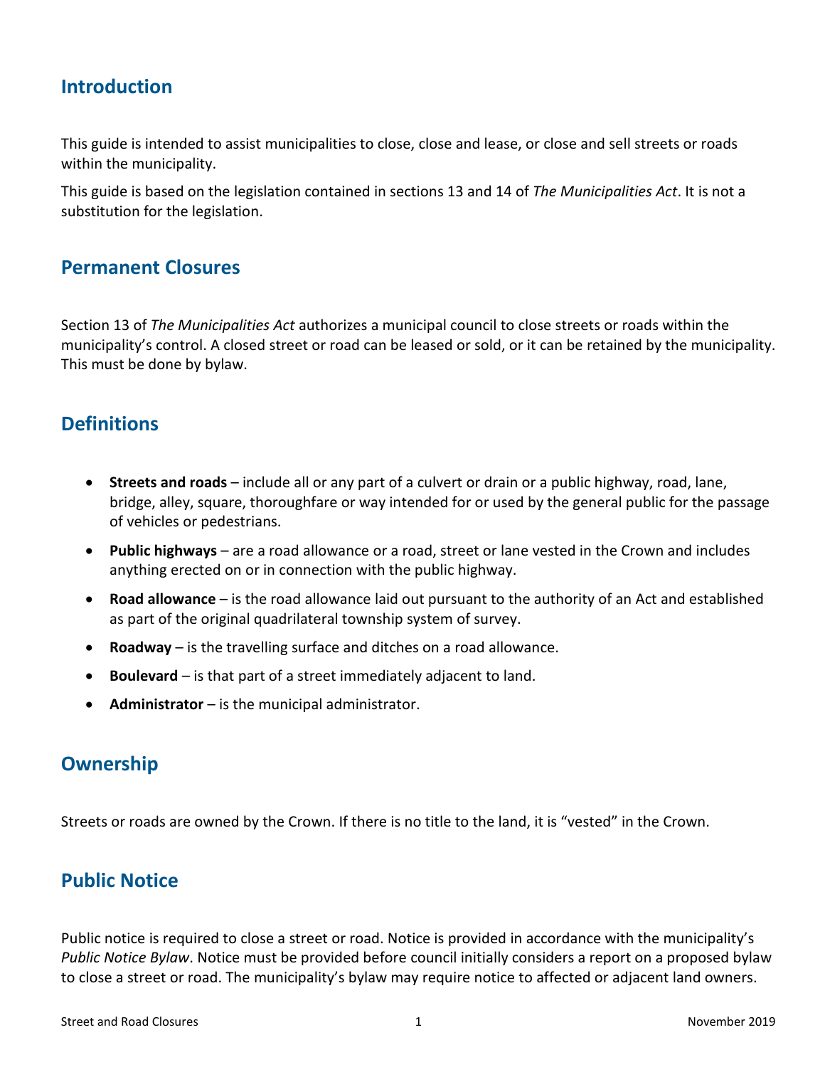## Introduction

This guide is intended to assist municipalities to close, close and lease, or close and sell streets or roads within the municipality.

This guide is based on the legislation contained in sections 13 and 14 of *The Municipalities Act*. It is not a substitution for the legislation.

## Permanent Closures

Section 13 of *The Municipalities Act* authorizes a municipal council to close streets or roads within the municipality's control. A closed street or road can be leased or sold, or it can be retained by the municipality. This must be done by bylaw.

## Definitions

- **Streets and roads** – include all or any part of a culvert or drain or a public highway, road, lane, bridge, alley, square, thoroughfare or way intended for or used by the general public for the passage of vehicles or pedestrians.
- **Public highways** – are a road allowance or a road, street or lane vested in the Crown and includes anything erected on or in connection with the public highway.
- **Road allowance** – is the road allowance laid out pursuant to the authority of an Act and established as part of the original quadrilateral township system of survey.
- **Roadway** – is the travelling surface and ditches on a road allowance.
- **Boulevard** – is that part of a street immediately adjacent to land.
- **Administrator** – is the municipal administrator.

## Ownership

Streets or roads are owned by the Crown. If there is no title to the land, it is "vested" in the Crown.

## Public Notice

Public notice is required to close a street or road. Notice is provided in accordance with the municipality's *Public Notice Bylaw*. Notice must be provided before council initially considers a report on a proposed bylaw to close a street or road. The municipality's bylaw may require notice to affected or adjacent land owners.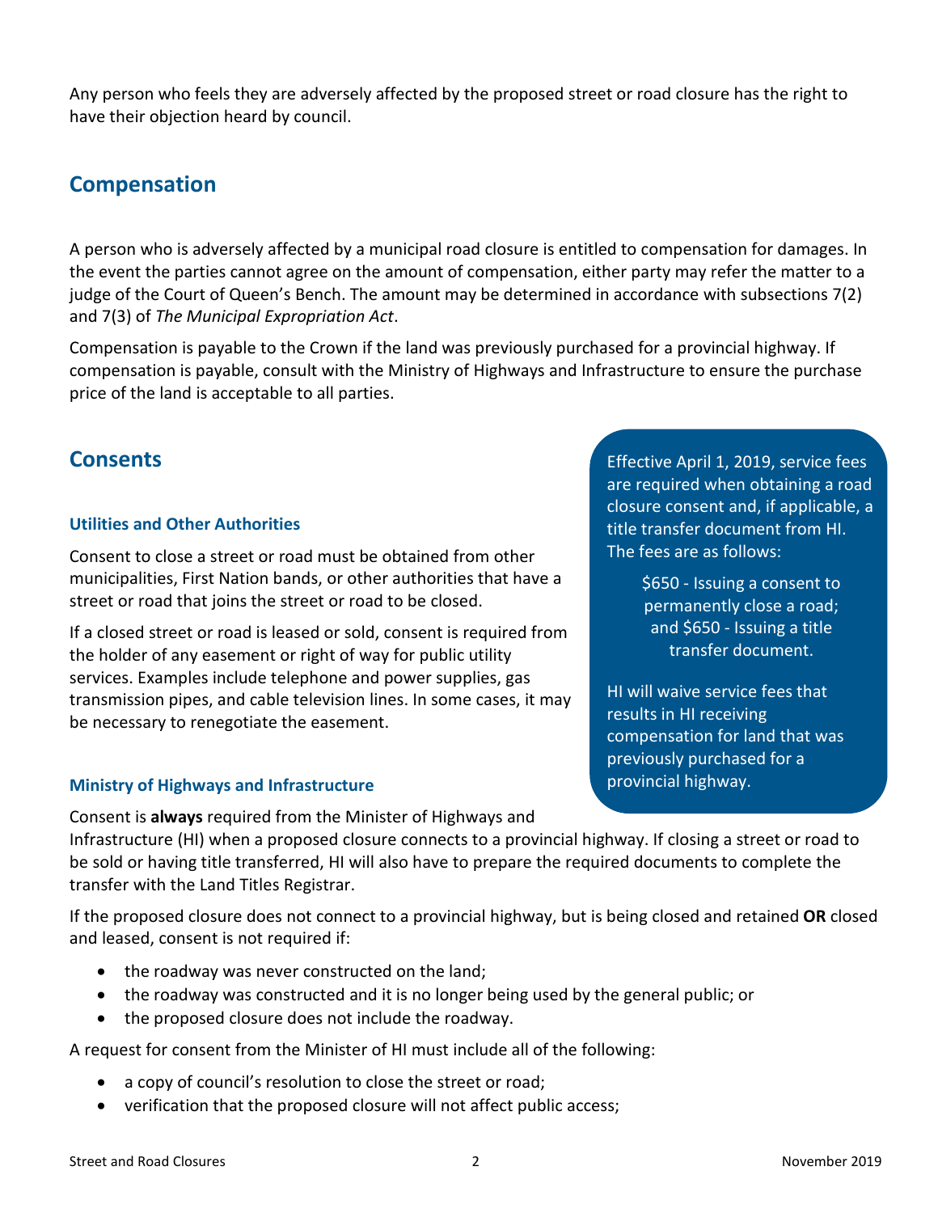Any person who feels they are adversely affected by the proposed street or road closure has the right to have their objection heard by council.

## Compensation

A person who is adversely affected by a municipal road closure is entitled to compensation for damages. In the event the parties cannot agree on the amount of compensation, either party may refer the matter to a judge of the Court of Queen's Bench. The amount may be determined in accordance with subsections 7(2) and 7(3) of *The Municipal Expropriation Act*.

Compensation is payable to the Crown if the land was previously purchased for a provincial highway. If compensation is payable, consult with the Ministry of Highways and Infrastructure to ensure the purchase price of the land is acceptable to all parties.

## Consents

### Utilities and Other Authorities

Consent to close a street or road must be obtained from other municipalities, First Nation bands, or other authorities that have a street or road that joins the street or road to be closed.

If a closed street or road is leased or sold, consent is required from the holder of any easement or right of way for public utility services. Examples include telephone and power supplies, gas transmission pipes, and cable television lines. In some cases, it may be necessary to renegotiate the easement.

> Effective April 1, 2019, service fees are required when obtaining a road closure consent and, if applicable, a title transfer document from HI. The fees are as follows:
>
> $650 - Issuing a consent to permanently close a road; and $650 - Issuing a title transfer document.
>
> HI will waive service fees that results in HI receiving compensation for land that was previously purchased for a provincial highway.

### Ministry of Highways and Infrastructure

Consent is **always** required from the Minister of Highways and Infrastructure (HI) when a proposed closure connects to a provincial highway. If closing a street or road to be sold or having title transferred, HI will also have to prepare the required documents to complete the transfer with the Land Titles Registrar.

If the proposed closure does not connect to a provincial highway, but is being closed and retained **OR** closed and leased, consent is not required if:

- the roadway was never constructed on the land;
- the roadway was constructed and it is no longer being used by the general public; or
- the proposed closure does not include the roadway.

A request for consent from the Minister of HI must include all of the following:

- a copy of council's resolution to close the street or road;
- verification that the proposed closure will not affect public access;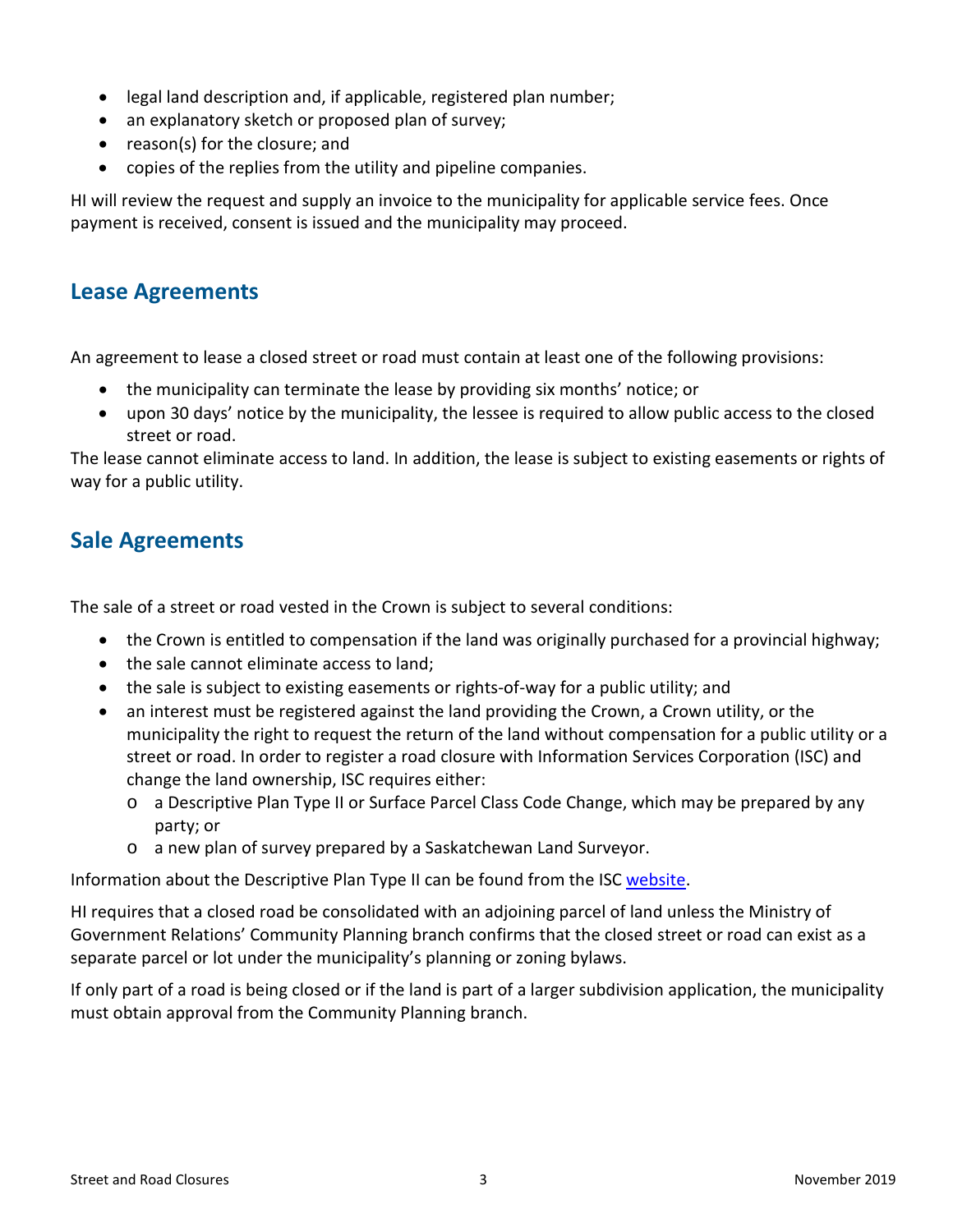- legal land description and, if applicable, registered plan number;
- an explanatory sketch or proposed plan of survey;
- reason(s) for the closure; and
- copies of the replies from the utility and pipeline companies.

HI will review the request and supply an invoice to the municipality for applicable service fees. Once payment is received, consent is issued and the municipality may proceed.

## Lease Agreements

An agreement to lease a closed street or road must contain at least one of the following provisions:

- the municipality can terminate the lease by providing six months' notice; or
- upon 30 days' notice by the municipality, the lessee is required to allow public access to the closed street or road.

The lease cannot eliminate access to land. In addition, the lease is subject to existing easements or rights of way for a public utility.

## Sale Agreements

The sale of a street or road vested in the Crown is subject to several conditions:

- the Crown is entitled to compensation if the land was originally purchased for a provincial highway;
- the sale cannot eliminate access to land;
- the sale is subject to existing easements or rights-of-way for a public utility; and
- an interest must be registered against the land providing the Crown, a Crown utility, or the municipality the right to request the return of the land without compensation for a public utility or a street or road. In order to register a road closure with Information Services Corporation (ISC) and change the land ownership, ISC requires either:
  - a Descriptive Plan Type II or Surface Parcel Class Code Change, which may be prepared by any party; or
  - a new plan of survey prepared by a Saskatchewan Land Surveyor.

Information about the Descriptive Plan Type II can be found from the ISC website.

HI requires that a closed road be consolidated with an adjoining parcel of land unless the Ministry of Government Relations' Community Planning branch confirms that the closed street or road can exist as a separate parcel or lot under the municipality's planning or zoning bylaws.

If only part of a road is being closed or if the land is part of a larger subdivision application, the municipality must obtain approval from the Community Planning branch.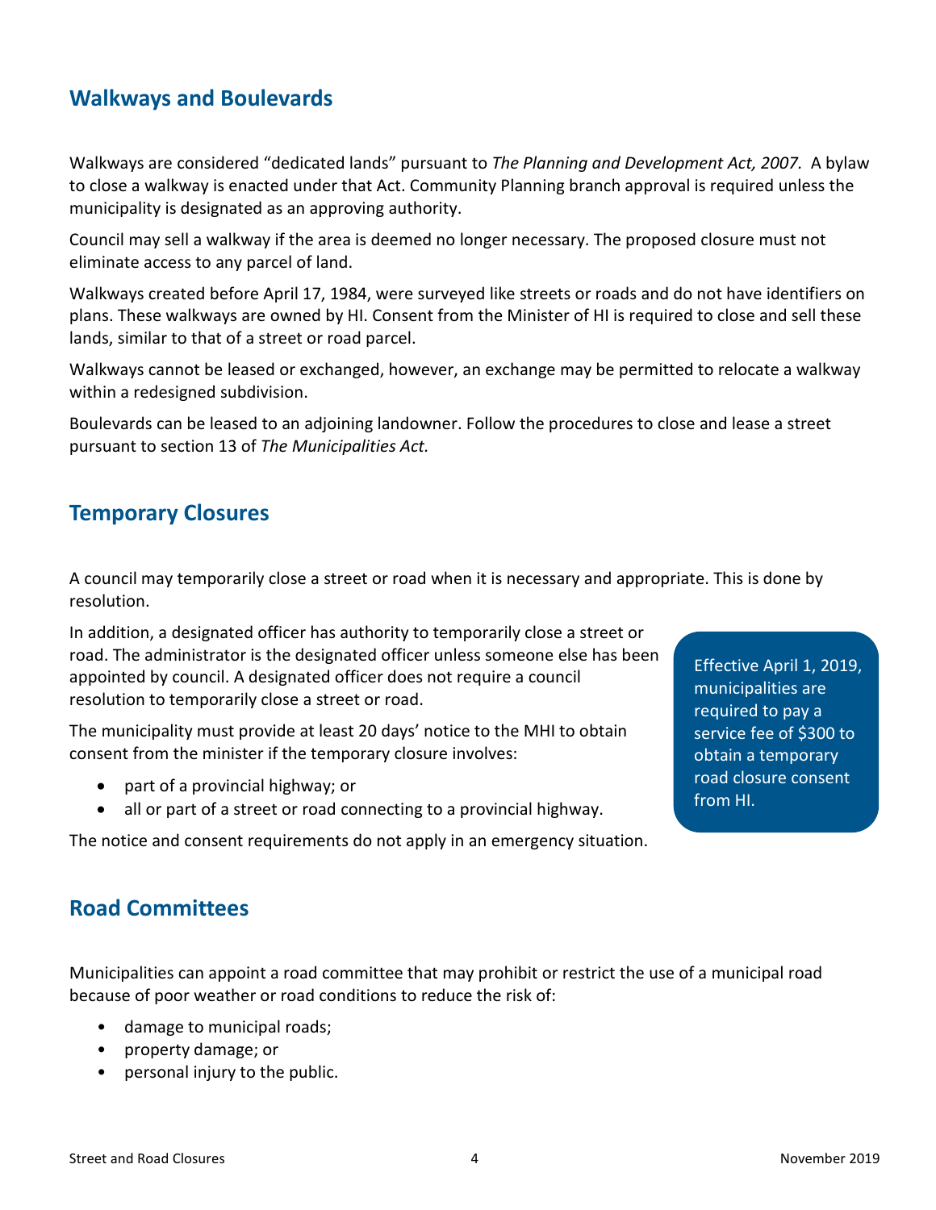## Walkways and Boulevards

Walkways are considered "dedicated lands" pursuant to *The Planning and Development Act, 2007.* A bylaw to close a walkway is enacted under that Act. Community Planning branch approval is required unless the municipality is designated as an approving authority.

Council may sell a walkway if the area is deemed no longer necessary. The proposed closure must not eliminate access to any parcel of land.

Walkways created before April 17, 1984, were surveyed like streets or roads and do not have identifiers on plans. These walkways are owned by HI. Consent from the Minister of HI is required to close and sell these lands, similar to that of a street or road parcel.

Walkways cannot be leased or exchanged, however, an exchange may be permitted to relocate a walkway within a redesigned subdivision.

Boulevards can be leased to an adjoining landowner. Follow the procedures to close and lease a street pursuant to section 13 of *The Municipalities Act.*

## Temporary Closures

A council may temporarily close a street or road when it is necessary and appropriate. This is done by resolution.

In addition, a designated officer has authority to temporarily close a street or road. The administrator is the designated officer unless someone else has been appointed by council. A designated officer does not require a council resolution to temporarily close a street or road.

The municipality must provide at least 20 days' notice to the MHI to obtain consent from the minister if the temporary closure involves:

- part of a provincial highway; or
- all or part of a street or road connecting to a provincial highway.

The notice and consent requirements do not apply in an emergency situation.

> Effective April 1, 2019, municipalities are required to pay a service fee of $300 to obtain a temporary road closure consent from HI.

## Road Committees

Municipalities can appoint a road committee that may prohibit or restrict the use of a municipal road because of poor weather or road conditions to reduce the risk of:

- damage to municipal roads;
- property damage; or
- personal injury to the public.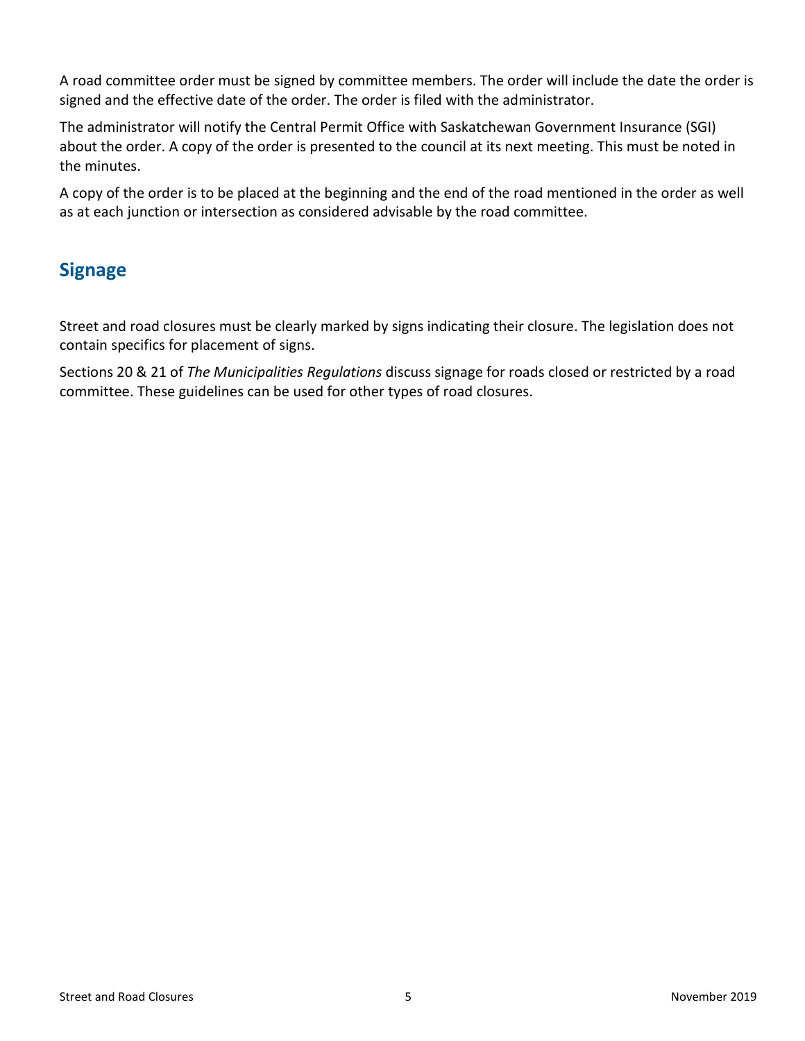A road committee order must be signed by committee members. The order will include the date the order is signed and the effective date of the order. The order is filed with the administrator.

The administrator will notify the Central Permit Office with Saskatchewan Government Insurance (SGI) about the order. A copy of the order is presented to the council at its next meeting. This must be noted in the minutes.

A copy of the order is to be placed at the beginning and the end of the road mentioned in the order as well as at each junction or intersection as considered advisable by the road committee.

## Signage

Street and road closures must be clearly marked by signs indicating their closure. The legislation does not contain specifics for placement of signs.

Sections 20 & 21 of *The Municipalities Regulations* discuss signage for roads closed or restricted by a road committee. These guidelines can be used for other types of road closures.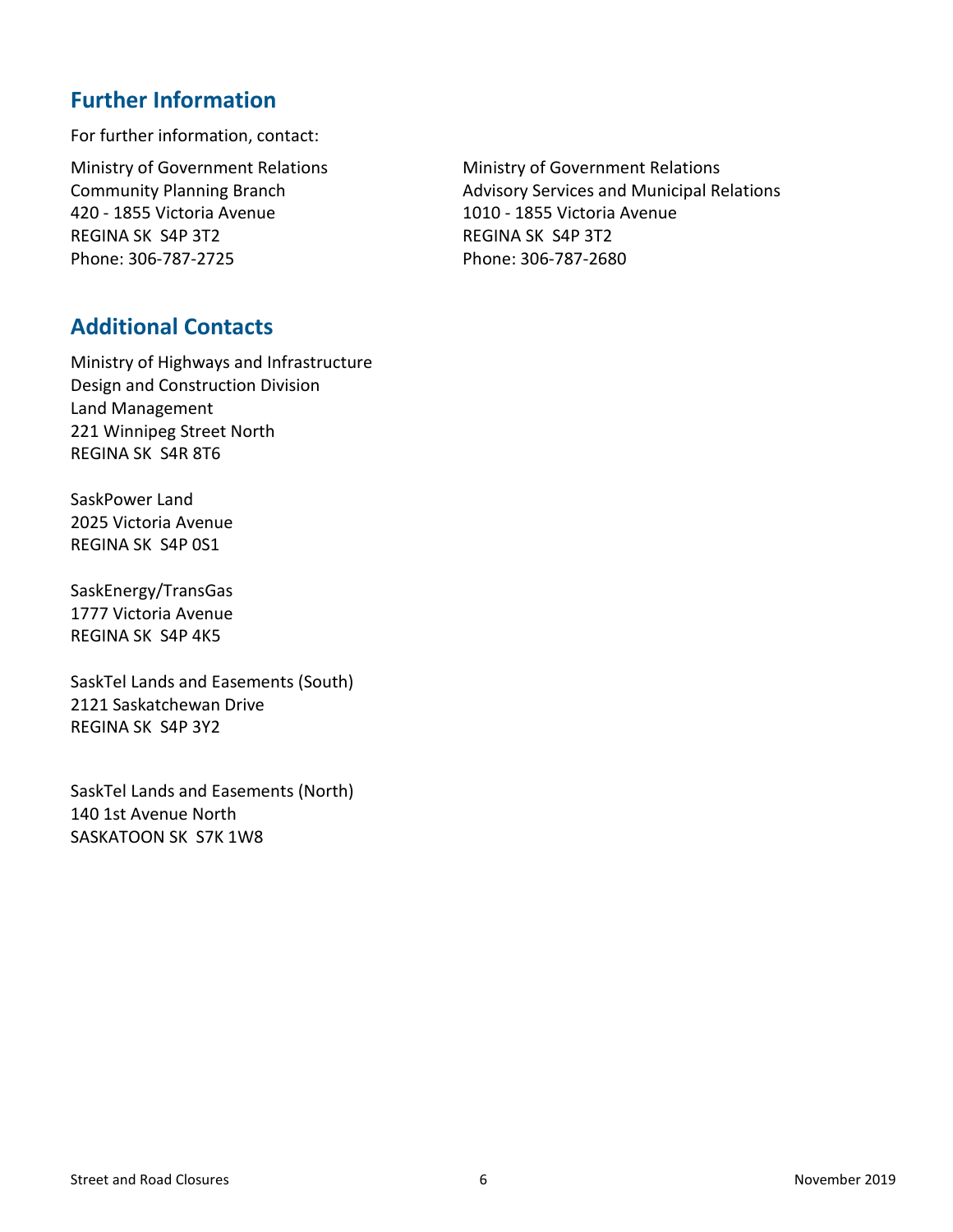## Further Information

For further information, contact:

Ministry of Government Relations
Community Planning Branch
420 - 1855 Victoria Avenue
REGINA SK S4P 3T2
Phone: 306-787-2725

Ministry of Government Relations
Advisory Services and Municipal Relations
1010 - 1855 Victoria Avenue
REGINA SK S4P 3T2
Phone: 306-787-2680

## Additional Contacts

Ministry of Highways and Infrastructure
Design and Construction Division
Land Management
221 Winnipeg Street North
REGINA SK S4R 8T6

SaskPower Land
2025 Victoria Avenue
REGINA SK S4P 0S1

SaskEnergy/TransGas
1777 Victoria Avenue
REGINA SK S4P 4K5

SaskTel Lands and Easements (South)
2121 Saskatchewan Drive
REGINA SK S4P 3Y2

SaskTel Lands and Easements (North)
140 1st Avenue North
SASKATOON SK S7K 1W8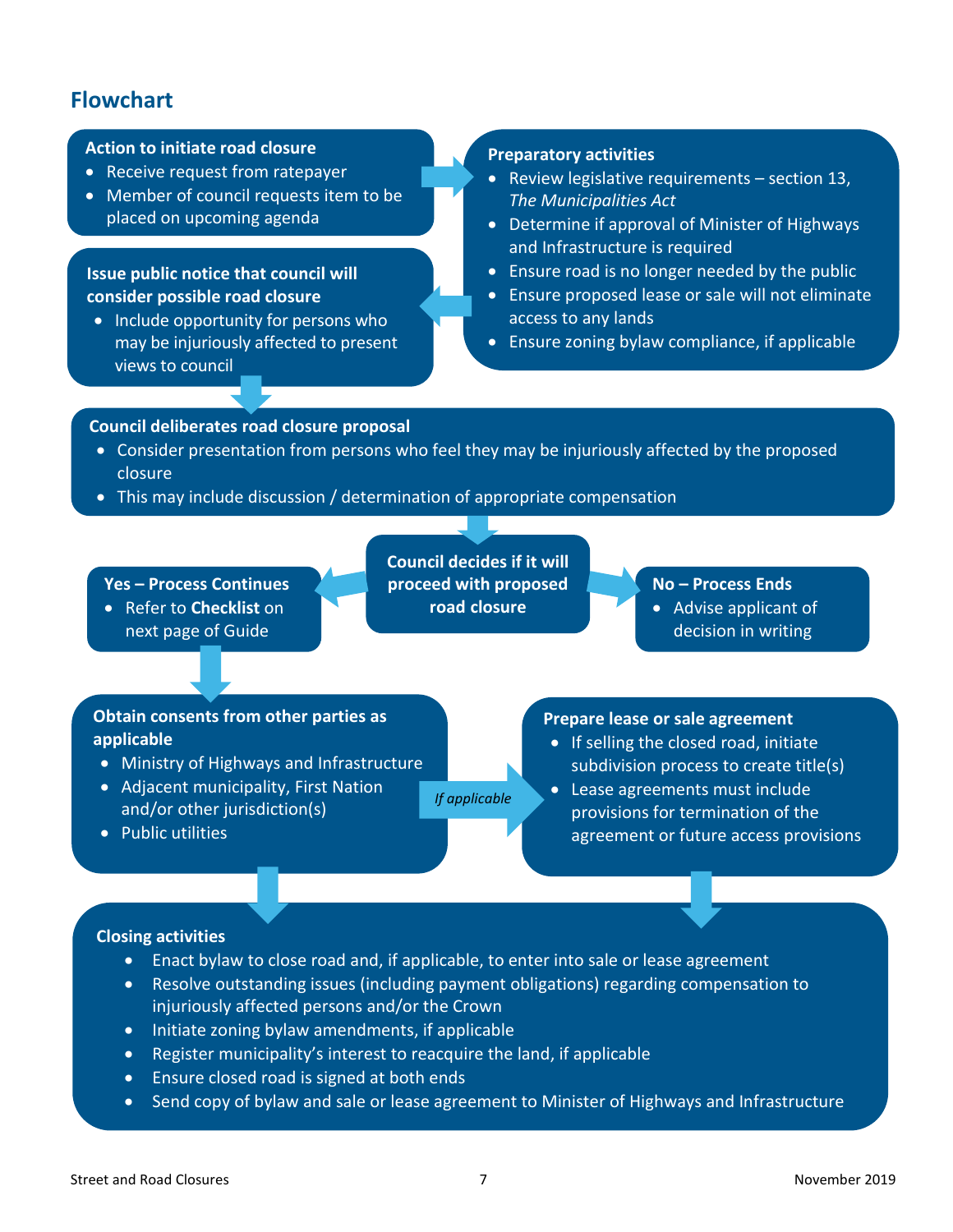## Flowchart

**Action to initiate road closure**

- Receive request from ratepayer
- Member of council requests item to be placed on upcoming agenda

**Preparatory activities**

- Review legislative requirements – section 13, *The Municipalities Act*
- Determine if approval of Minister of Highways and Infrastructure is required
- Ensure road is no longer needed by the public
- Ensure proposed lease or sale will not eliminate access to any lands
- Ensure zoning bylaw compliance, if applicable

**Issue public notice that council will consider possible road closure**

- Include opportunity for persons who may be injuriously affected to present views to council

**Council deliberates road closure proposal**

- Consider presentation from persons who feel they may be injuriously affected by the proposed closure
- This may include discussion / determination of appropriate compensation

**Council decides if it will proceed with proposed road closure**

**Yes – Process Continues**

- Refer to **Checklist** on next page of Guide

**No – Process Ends**

- Advise applicant of decision in writing

**Obtain consents from other parties as applicable**

- Ministry of Highways and Infrastructure
- Adjacent municipality, First Nation and/or other jurisdiction(s)
- Public utilities

*If applicable*

**Prepare lease or sale agreement**

- If selling the closed road, initiate subdivision process to create title(s)
- Lease agreements must include provisions for termination of the agreement or future access provisions

**Closing activities**

- Enact bylaw to close road and, if applicable, to enter into sale or lease agreement
- Resolve outstanding issues (including payment obligations) regarding compensation to injuriously affected persons and/or the Crown
- Initiate zoning bylaw amendments, if applicable
- Register municipality's interest to reacquire the land, if applicable
- Ensure closed road is signed at both ends
- Send copy of bylaw and sale or lease agreement to Minister of Highways and Infrastructure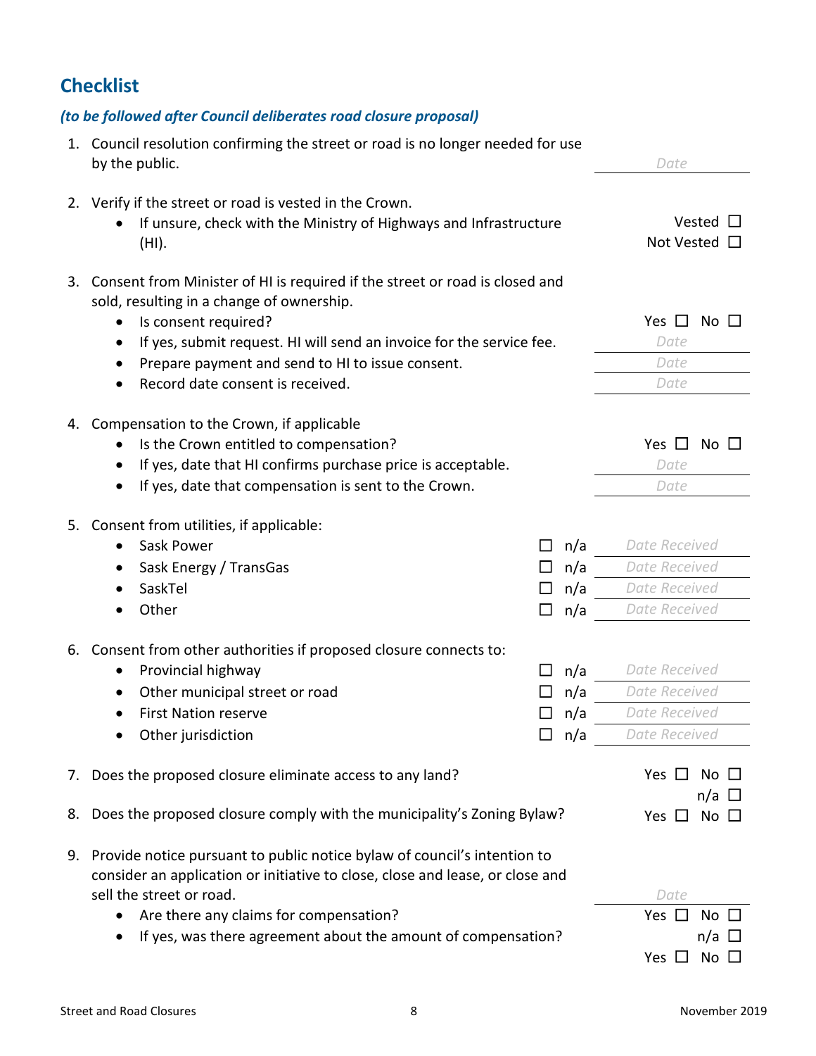## Checklist

***(to be followed after Council deliberates road closure proposal)***

1. Council resolution confirming the street or road is no longer needed for use by the public. — *Date* ________

2. Verify if the street or road is vested in the Crown.
   - If unsure, check with the Ministry of Highways and Infrastructure (HI). — Vested ☐ Not Vested ☐

3. Consent from Minister of HI is required if the street or road is closed and sold, resulting in a change of ownership.
   - Is consent required? — Yes ☐ No ☐
   - If yes, submit request. HI will send an invoice for the service fee. — *Date* ________
   - Prepare payment and send to HI to issue consent. — *Date* ________
   - Record date consent is received. — *Date* ________

4. Compensation to the Crown, if applicable
   - Is the Crown entitled to compensation? — Yes ☐ No ☐
   - If yes, date that HI confirms purchase price is acceptable. — *Date* ________
   - If yes, date that compensation is sent to the Crown. — *Date* ________

5. Consent from utilities, if applicable:
   - Sask Power — ☐ n/a — *Date Received* ________
   - Sask Energy / TransGas — ☐ n/a — *Date Received* ________
   - SaskTel — ☐ n/a — *Date Received* ________
   - Other — ☐ n/a — *Date Received* ________

6. Consent from other authorities if proposed closure connects to:
   - Provincial highway — ☐ n/a — *Date Received* ________
   - Other municipal street or road — ☐ n/a — *Date Received* ________
   - First Nation reserve — ☐ n/a — *Date Received* ________
   - Other jurisdiction — ☐ n/a — *Date Received* ________

7. Does the proposed closure eliminate access to any land? — Yes ☐ No ☐ n/a ☐

8. Does the proposed closure comply with the municipality's Zoning Bylaw? — Yes ☐ No ☐

9. Provide notice pursuant to public notice bylaw of council's intention to consider an application or initiative to close, close and lease, or close and sell the street or road. — *Date* ________
   - Are there any claims for compensation? — Yes ☐ No ☐ n/a ☐
   - If yes, was there agreement about the amount of compensation? — Yes ☐ No ☐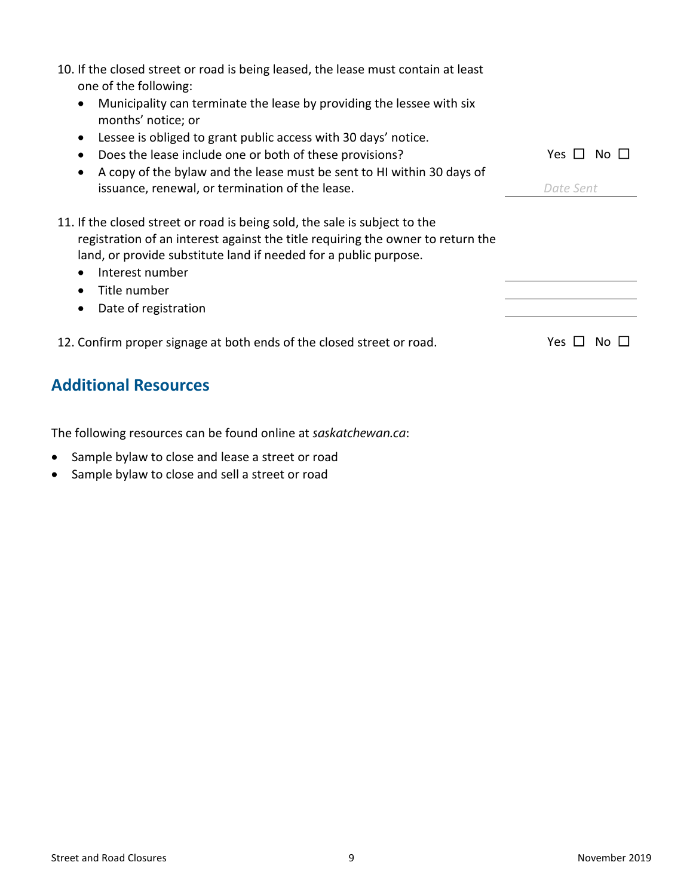10. If the closed street or road is being leased, the lease must contain at least one of the following:
    - Municipality can terminate the lease by providing the lessee with six months' notice; or
    - Lessee is obliged to grant public access with 30 days' notice.
    - Does the lease include one or both of these provisions? Yes ☐ No ☐
    - A copy of the bylaw and the lease must be sent to HI within 30 days of issuance, renewal, or termination of the lease. *Date Sent* ____________

11. If the closed street or road is being sold, the sale is subject to the registration of an interest against the title requiring the owner to return the land, or provide substitute land if needed for a public purpose.
    - Interest number ____________
    - Title number ____________
    - Date of registration ____________

12. Confirm proper signage at both ends of the closed street or road. Yes ☐ No ☐

## Additional Resources

The following resources can be found online at *saskatchewan.ca*:

- Sample bylaw to close and lease a street or road
- Sample bylaw to close and sell a street or road